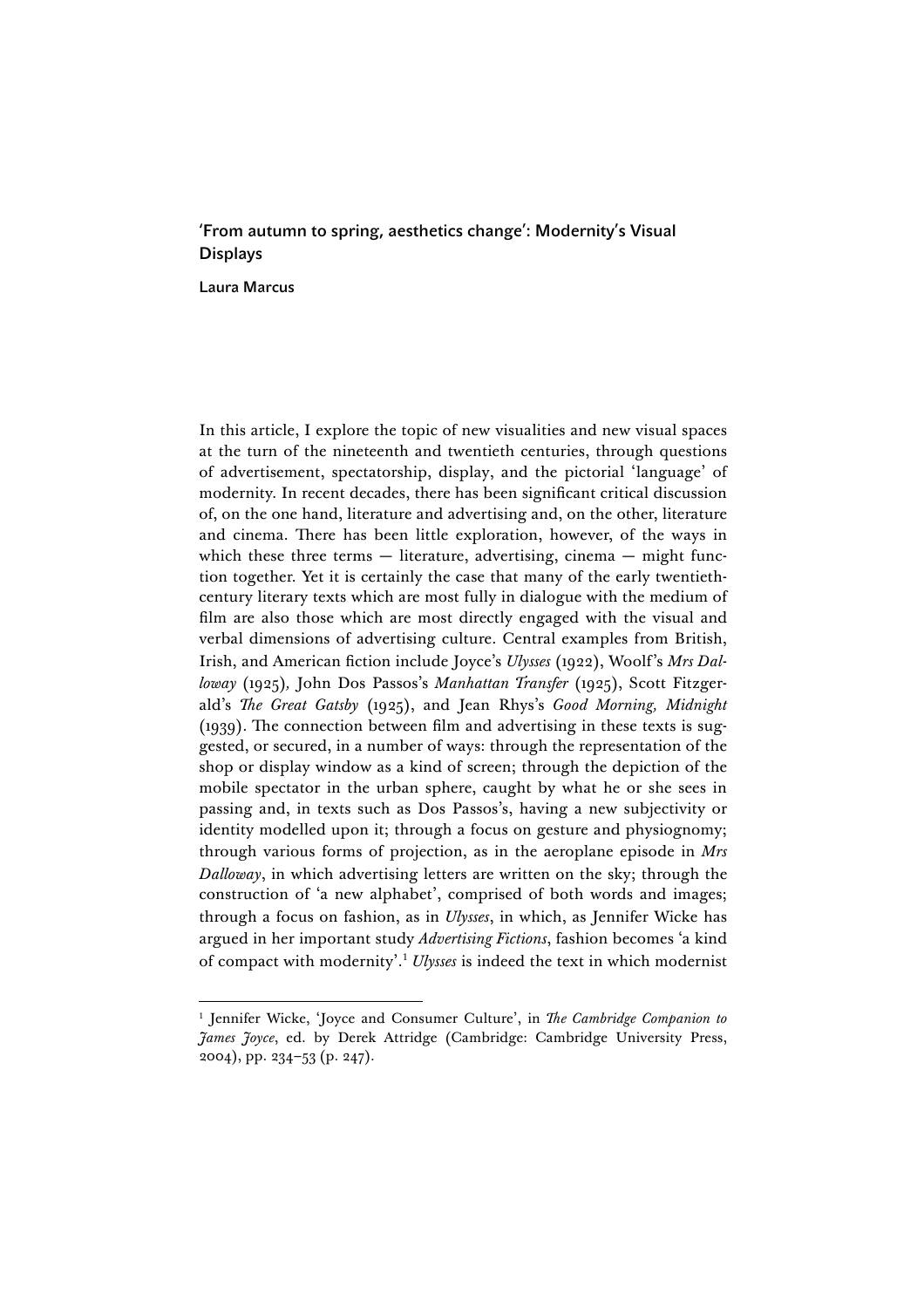# 'From autumn to spring, aesthetics change': Modernity's Visual Displays

**Laura Marcus**

In this article, I explore the topic of new visualities and new visual spaces at the turn of the nineteenth and twentieth centuries, through questions of advertisement, spectatorship, display, and the pictorial 'language' of modernity. In recent decades, there has been significant critical discussion of, on the one hand, literature and advertising and, on the other, literature and cinema. There has been little exploration, however, of the ways in which these three terms — literature, advertising, cinema — might function together. Yet it is certainly the case that many of the early twentieth-century literary texts which are most fully in dialogue with the medium of film are also those which are most directly engaged with the visual and verbal dimensions of advertising culture. Central examples from British, Irish, and American fiction include Joyce's *Ulysses* (1922), Woolf's *Mrs Dalloway* (1925), John Dos Passos's *Manhattan Transfer* (1925), Scott Fitzgerald's *The Great Gatsby* (1925), and Jean Rhys's *Good Morning, Midnight* (1939). The connection between film and advertising in these texts is suggested, or secured, in a number of ways: through the representation of the shop or display window as a kind of screen; through the depiction of the mobile spectator in the urban sphere, caught by what he or she sees in passing and, in texts such as Dos Passos's, having a new subjectivity or identity modelled upon it; through a focus on gesture and physiognomy; through various forms of projection, as in the aeroplane episode in *Mrs Dalloway*, in which advertising letters are written on the sky; through the construction of 'a new alphabet', comprised of both words and images; through a focus on fashion, as in *Ulysses*, in which, as Jennifer Wicke has argued in her important study *Advertising Fictions*, fashion becomes 'a kind of compact with modernity'.[1] *Ulysses* is indeed the text in which modernist

---

[1] Jennifer Wicke, 'Joyce and Consumer Culture', in *The Cambridge Companion to James Joyce*, ed. by Derek Attridge (Cambridge: Cambridge University Press, 2004), pp. 234–53 (p. 247).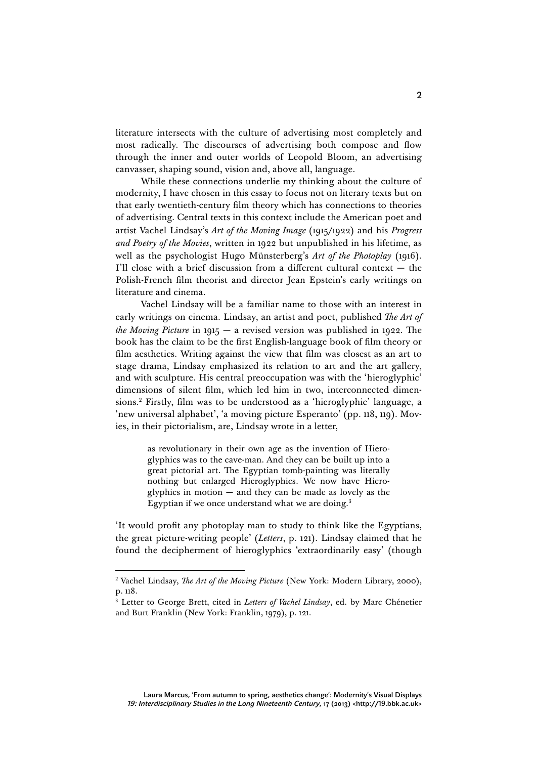literature intersects with the culture of advertising most completely and most radically. The discourses of advertising both compose and flow through the inner and outer worlds of Leopold Bloom, an advertising canvasser, shaping sound, vision and, above all, language.

While these connections underlie my thinking about the culture of modernity, I have chosen in this essay to focus not on literary texts but on that early twentieth-century film theory which has connections to theories of advertising. Central texts in this context include the American poet and artist Vachel Lindsay's *Art of the Moving Image* (1915/1922) and his *Progress and Poetry of the Movies*, written in 1922 but unpublished in his lifetime, as well as the psychologist Hugo Münsterberg's *Art of the Photoplay* (1916). I'll close with a brief discussion from a different cultural context — the Polish-French film theorist and director Jean Epstein's early writings on literature and cinema.

Vachel Lindsay will be a familiar name to those with an interest in early writings on cinema. Lindsay, an artist and poet, published *The Art of the Moving Picture* in 1915 — a revised version was published in 1922. The book has the claim to be the first English-language book of film theory or film aesthetics. Writing against the view that film was closest as an art to stage drama, Lindsay emphasized its relation to art and the art gallery, and with sculpture. His central preoccupation was with the 'hieroglyphic' dimensions of silent film, which led him in two, interconnected dimensions.[2] Firstly, film was to be understood as a 'hieroglyphic' language, a 'new universal alphabet', 'a moving picture Esperanto' (pp. 118, 119). Movies, in their pictorialism, are, Lindsay wrote in a letter,

> as revolutionary in their own age as the invention of Hieroglyphics was to the cave-man. And they can be built up into a great pictorial art. The Egyptian tomb-painting was literally nothing but enlarged Hieroglyphics. We now have Hieroglyphics in motion — and they can be made as lovely as the Egyptian if we once understand what we are doing.[3]

'It would profit any photoplay man to study to think like the Egyptians, the great picture-writing people' (*Letters*, p. 121). Lindsay claimed that he found the decipherment of hieroglyphics 'extraordinarily easy' (though

---

[2] Vachel Lindsay, *The Art of the Moving Picture* (New York: Modern Library, 2000), p. 118.

[3] Letter to George Brett, cited in *Letters of Vachel Lindsay*, ed. by Marc Chénetier and Burt Franklin (New York: Franklin, 1979), p. 121.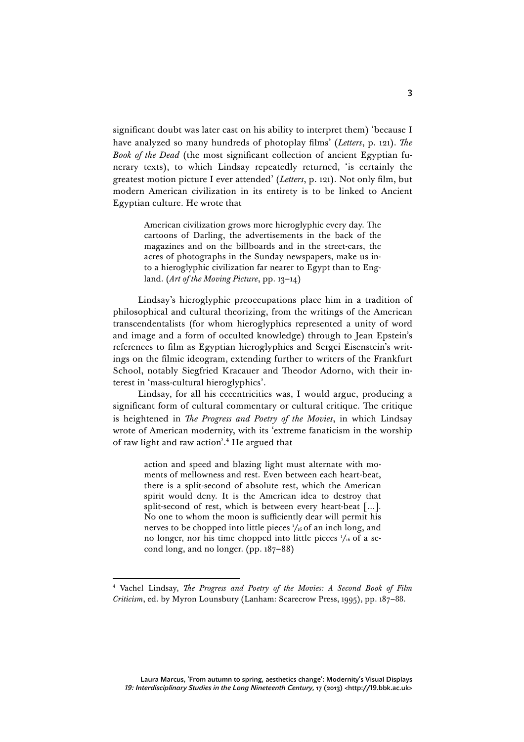significant doubt was later cast on his ability to interpret them) 'because I have analyzed so many hundreds of photoplay films' (*Letters*, p. 121). *The Book of the Dead* (the most significant collection of ancient Egyptian funerary texts), to which Lindsay repeatedly returned, 'is certainly the greatest motion picture I ever attended' (*Letters*, p. 121). Not only film, but modern American civilization in its entirety is to be linked to Ancient Egyptian culture. He wrote that

> American civilization grows more hieroglyphic every day. The cartoons of Darling, the advertisements in the back of the magazines and on the billboards and in the street-cars, the acres of photographs in the Sunday newspapers, make us into a hieroglyphic civilization far nearer to Egypt than to England. (*Art of the Moving Picture*, pp. 13–14)

Lindsay's hieroglyphic preoccupations place him in a tradition of philosophical and cultural theorizing, from the writings of the American transcendentalists (for whom hieroglyphics represented a unity of word and image and a form of occulted knowledge) through to Jean Epstein's references to film as Egyptian hieroglyphics and Sergei Eisenstein's writings on the filmic ideogram, extending further to writers of the Frankfurt School, notably Siegfried Kracauer and Theodor Adorno, with their interest in 'mass-cultural hieroglyphics'.

Lindsay, for all his eccentricities was, I would argue, producing a significant form of cultural commentary or cultural critique. The critique is heightened in *The Progress and Poetry of the Movies*, in which Lindsay wrote of American modernity, with its 'extreme fanaticism in the worship of raw light and raw action'.[4] He argued that

> action and speed and blazing light must alternate with moments of mellowness and rest. Even between each heart-beat, there is a split-second of absolute rest, which the American spirit would deny. It is the American idea to destroy that split-second of rest, which is between every heart-beat [...]. No one to whom the moon is sufficiently dear will permit his nerves to be chopped into little pieces 1/16 of an inch long, and no longer, nor his time chopped into little pieces 1/16 of a second long, and no longer. (pp. 187–88)

[4] Vachel Lindsay, *The Progress and Poetry of the Movies: A Second Book of Film Criticism*, ed. by Myron Lounsbury (Lanham: Scarecrow Press, 1995), pp. 187–88.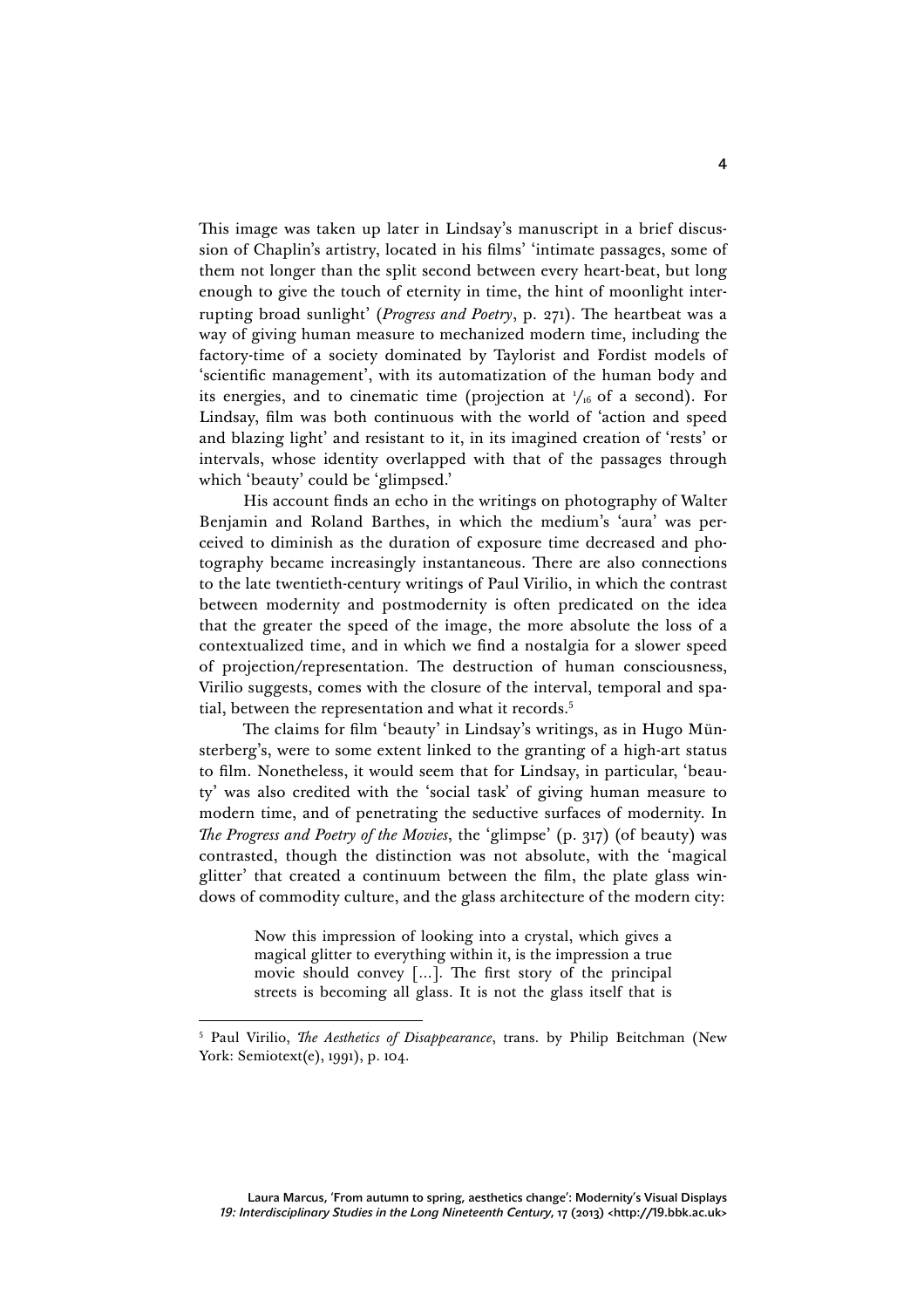This image was taken up later in Lindsay's manuscript in a brief discussion of Chaplin's artistry, located in his films' 'intimate passages, some of them not longer than the split second between every heart-beat, but long enough to give the touch of eternity in time, the hint of moonlight interrupting broad sunlight' (*Progress and Poetry*, p. 271). The heartbeat was a way of giving human measure to mechanized modern time, including the factory-time of a society dominated by Taylorist and Fordist models of 'scientific management', with its automatization of the human body and its energies, and to cinematic time (projection at $^1/_{16}$ of a second). For Lindsay, film was both continuous with the world of 'action and speed and blazing light' and resistant to it, in its imagined creation of 'rests' or intervals, whose identity overlapped with that of the passages through which 'beauty' could be 'glimpsed.'

His account finds an echo in the writings on photography of Walter Benjamin and Roland Barthes, in which the medium's 'aura' was perceived to diminish as the duration of exposure time decreased and photography became increasingly instantaneous. There are also connections to the late twentieth-century writings of Paul Virilio, in which the contrast between modernity and postmodernity is often predicated on the idea that the greater the speed of the image, the more absolute the loss of a contextualized time, and in which we find a nostalgia for a slower speed of projection/representation. The destruction of human consciousness, Virilio suggests, comes with the closure of the interval, temporal and spatial, between the representation and what it records.[5]

The claims for film 'beauty' in Lindsay's writings, as in Hugo Münsterberg's, were to some extent linked to the granting of a high-art status to film. Nonetheless, it would seem that for Lindsay, in particular, 'beauty' was also credited with the 'social task' of giving human measure to modern time, and of penetrating the seductive surfaces of modernity. In *The Progress and Poetry of the Movies*, the 'glimpse' (p. 317) (of beauty) was contrasted, though the distinction was not absolute, with the 'magical glitter' that created a continuum between the film, the plate glass windows of commodity culture, and the glass architecture of the modern city:

> Now this impression of looking into a crystal, which gives a magical glitter to everything within it, is the impression a true movie should convey [...]. The first story of the principal streets is becoming all glass. It is not the glass itself that is

---

[5] Paul Virilio, *The Aesthetics of Disappearance*, trans. by Philip Beitchman (New York: Semiotext(e), 1991), p. 104.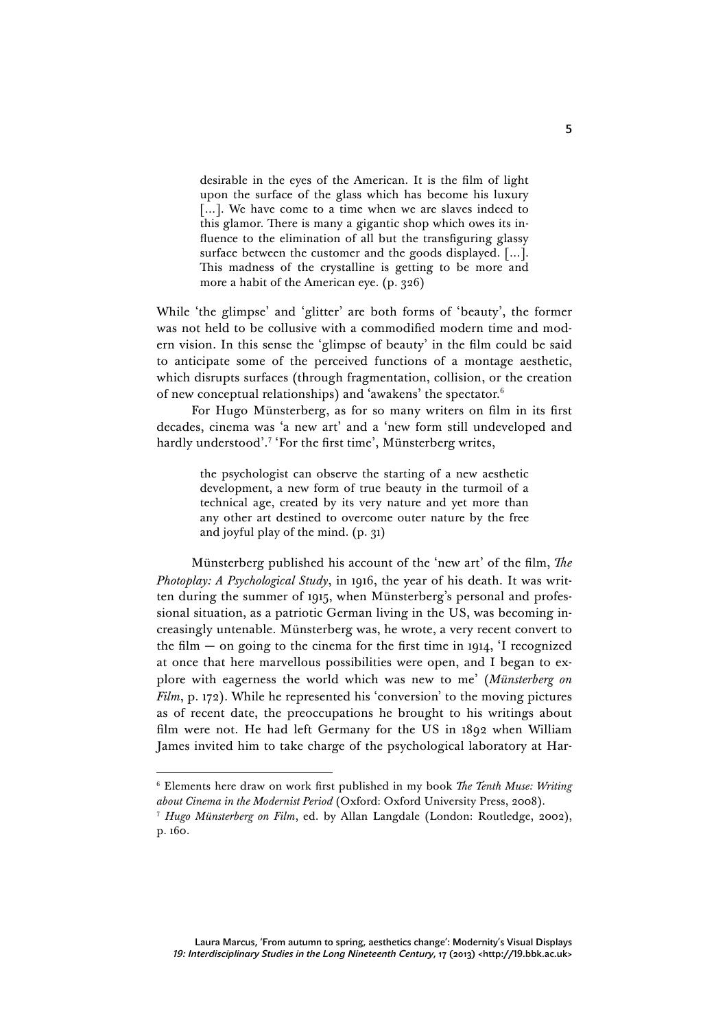> desirable in the eyes of the American. It is the film of light upon the surface of the glass which has become his luxury [...]. We have come to a time when we are slaves indeed to this glamor. There is many a gigantic shop which owes its influence to the elimination of all but the transfiguring glassy surface between the customer and the goods displayed. [...]. This madness of the crystalline is getting to be more and more a habit of the American eye. (p. 326)

While 'the glimpse' and 'glitter' are both forms of 'beauty', the former was not held to be collusive with a commodified modern time and modern vision. In this sense the 'glimpse of beauty' in the film could be said to anticipate some of the perceived functions of a montage aesthetic, which disrupts surfaces (through fragmentation, collision, or the creation of new conceptual relationships) and 'awakens' the spectator.[6]

For Hugo Münsterberg, as for so many writers on film in its first decades, cinema was 'a new art' and a 'new form still undeveloped and hardly understood'.[7] 'For the first time', Münsterberg writes,

> the psychologist can observe the starting of a new aesthetic development, a new form of true beauty in the turmoil of a technical age, created by its very nature and yet more than any other art destined to overcome outer nature by the free and joyful play of the mind. (p. 31)

Münsterberg published his account of the 'new art' of the film, *The Photoplay: A Psychological Study*, in 1916, the year of his death. It was written during the summer of 1915, when Münsterberg's personal and professional situation, as a patriotic German living in the US, was becoming increasingly untenable. Münsterberg was, he wrote, a very recent convert to the film — on going to the cinema for the first time in 1914, 'I recognized at once that here marvellous possibilities were open, and I began to explore with eagerness the world which was new to me' (*Münsterberg on Film*, p. 172). While he represented his 'conversion' to the moving pictures as of recent date, the preoccupations he brought to his writings about film were not. He had left Germany for the US in 1892 when William James invited him to take charge of the psychological laboratory at Har-

---

[6] Elements here draw on work first published in my book *The Tenth Muse: Writing about Cinema in the Modernist Period* (Oxford: Oxford University Press, 2008).

[7] *Hugo Münsterberg on Film*, ed. by Allan Langdale (London: Routledge, 2002), p. 160.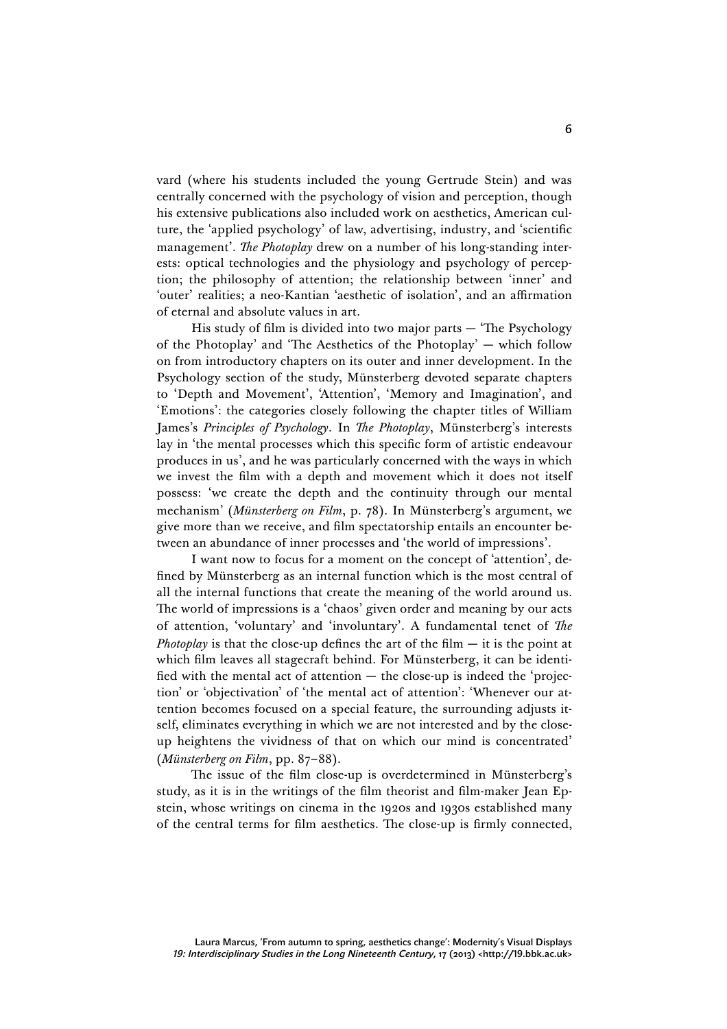vard (where his students included the young Gertrude Stein) and was centrally concerned with the psychology of vision and perception, though his extensive publications also included work on aesthetics, American culture, the 'applied psychology' of law, advertising, industry, and 'scientific management'. *The Photoplay* drew on a number of his long-standing interests: optical technologies and the physiology and psychology of perception; the philosophy of attention; the relationship between 'inner' and 'outer' realities; a neo-Kantian 'aesthetic of isolation', and an affirmation of eternal and absolute values in art.

His study of film is divided into two major parts — 'The Psychology of the Photoplay' and 'The Aesthetics of the Photoplay' — which follow on from introductory chapters on its outer and inner development. In the Psychology section of the study, Münsterberg devoted separate chapters to 'Depth and Movement', 'Attention', 'Memory and Imagination', and 'Emotions': the categories closely following the chapter titles of William James's *Principles of Psychology*. In *The Photoplay*, Münsterberg's interests lay in 'the mental processes which this specific form of artistic endeavour produces in us', and he was particularly concerned with the ways in which we invest the film with a depth and movement which it does not itself possess: 'we create the depth and the continuity through our mental mechanism' (*Münsterberg on Film*, p. 78). In Münsterberg's argument, we give more than we receive, and film spectatorship entails an encounter between an abundance of inner processes and 'the world of impressions'.

I want now to focus for a moment on the concept of 'attention', defined by Münsterberg as an internal function which is the most central of all the internal functions that create the meaning of the world around us. The world of impressions is a 'chaos' given order and meaning by our acts of attention, 'voluntary' and 'involuntary'. A fundamental tenet of *The Photoplay* is that the close-up defines the art of the film — it is the point at which film leaves all stagecraft behind. For Münsterberg, it can be identified with the mental act of attention — the close-up is indeed the 'projection' or 'objectivation' of 'the mental act of attention': 'Whenever our attention becomes focused on a special feature, the surrounding adjusts itself, eliminates everything in which we are not interested and by the close-up heightens the vividness of that on which our mind is concentrated' (*Münsterberg on Film*, pp. 87–88).

The issue of the film close-up is overdetermined in Münsterberg's study, as it is in the writings of the film theorist and film-maker Jean Epstein, whose writings on cinema in the 1920s and 1930s established many of the central terms for film aesthetics. The close-up is firmly connected,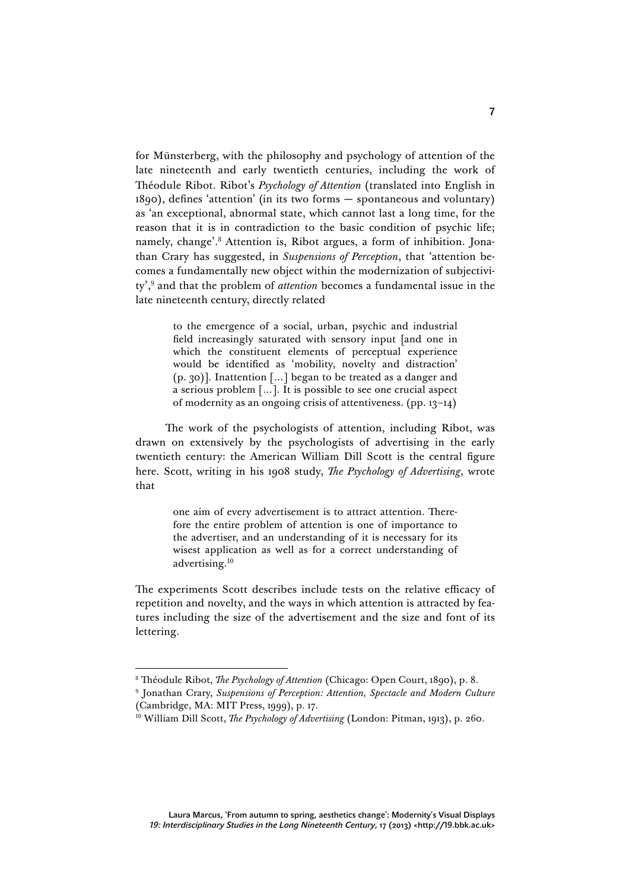for Münsterberg, with the philosophy and psychology of attention of the late nineteenth and early twentieth centuries, including the work of Théodule Ribot. Ribot's *Psychology of Attention* (translated into English in 1890), defines 'attention' (in its two forms — spontaneous and voluntary) as 'an exceptional, abnormal state, which cannot last a long time, for the reason that it is in contradiction to the basic condition of psychic life; namely, change'.[8] Attention is, Ribot argues, a form of inhibition. Jonathan Crary has suggested, in *Suspensions of Perception*, that 'attention becomes a fundamentally new object within the modernization of subjectivity',[9] and that the problem of *attention* becomes a fundamental issue in the late nineteenth century, directly related

> to the emergence of a social, urban, psychic and industrial field increasingly saturated with sensory input [and one in which the constituent elements of perceptual experience would be identified as 'mobility, novelty and distraction' (p. 30)]. Inattention […] began to be treated as a danger and a serious problem […]. It is possible to see one crucial aspect of modernity as an ongoing crisis of attentiveness. (pp. 13–14)

The work of the psychologists of attention, including Ribot, was drawn on extensively by the psychologists of advertising in the early twentieth century: the American William Dill Scott is the central figure here. Scott, writing in his 1908 study, *The Psychology of Advertising*, wrote that

> one aim of every advertisement is to attract attention. Therefore the entire problem of attention is one of importance to the advertiser, and an understanding of it is necessary for its wisest application as well as for a correct understanding of advertising.[10]

The experiments Scott describes include tests on the relative efficacy of repetition and novelty, and the ways in which attention is attracted by features including the size of the advertisement and the size and font of its lettering.

---

[8] Théodule Ribot, *The Psychology of Attention* (Chicago: Open Court, 1890), p. 8.

[9] Jonathan Crary, *Suspensions of Perception: Attention, Spectacle and Modern Culture* (Cambridge, MA: MIT Press, 1999), p. 17.

[10] William Dill Scott, *The Psychology of Advertising* (London: Pitman, 1913), p. 260.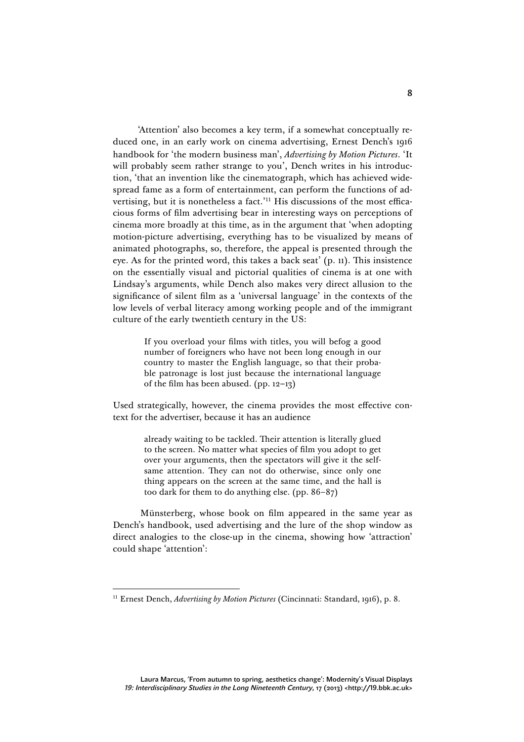'Attention' also becomes a key term, if a somewhat conceptually reduced one, in an early work on cinema advertising, Ernest Dench's 1916 handbook for 'the modern business man', *Advertising by Motion Pictures*. 'It will probably seem rather strange to you', Dench writes in his introduction, 'that an invention like the cinematograph, which has achieved widespread fame as a form of entertainment, can perform the functions of advertising, but it is nonetheless a fact.'[11] His discussions of the most efficacious forms of film advertising bear in interesting ways on perceptions of cinema more broadly at this time, as in the argument that 'when adopting motion-picture advertising, everything has to be visualized by means of animated photographs, so, therefore, the appeal is presented through the eye. As for the printed word, this takes a back seat' (p. 11). This insistence on the essentially visual and pictorial qualities of cinema is at one with Lindsay's arguments, while Dench also makes very direct allusion to the significance of silent film as a 'universal language' in the contexts of the low levels of verbal literacy among working people and of the immigrant culture of the early twentieth century in the US:

> If you overload your films with titles, you will befog a good number of foreigners who have not been long enough in our country to master the English language, so that their probable patronage is lost just because the international language of the film has been abused. (pp. 12–13)

Used strategically, however, the cinema provides the most effective context for the advertiser, because it has an audience

> already waiting to be tackled. Their attention is literally glued to the screen. No matter what species of film you adopt to get over your arguments, then the spectators will give it the selfsame attention. They can not do otherwise, since only one thing appears on the screen at the same time, and the hall is too dark for them to do anything else. (pp. 86–87)

Münsterberg, whose book on film appeared in the same year as Dench's handbook, used advertising and the lure of the shop window as direct analogies to the close-up in the cinema, showing how 'attraction' could shape 'attention':

---

[11] Ernest Dench, *Advertising by Motion Pictures* (Cincinnati: Standard, 1916), p. 8.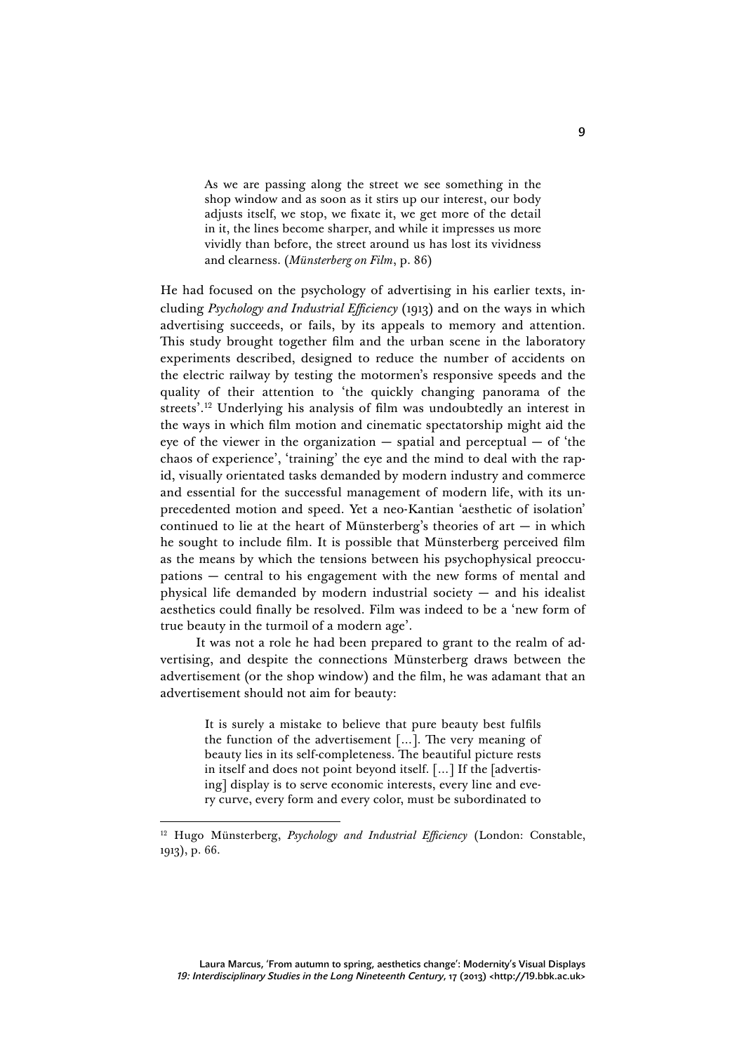> As we are passing along the street we see something in the shop window and as soon as it stirs up our interest, our body adjusts itself, we stop, we fixate it, we get more of the detail in it, the lines become sharper, and while it impresses us more vividly than before, the street around us has lost its vividness and clearness. (*Münsterberg on Film*, p. 86)

He had focused on the psychology of advertising in his earlier texts, including *Psychology and Industrial Efficiency* (1913) and on the ways in which advertising succeeds, or fails, by its appeals to memory and attention. This study brought together film and the urban scene in the laboratory experiments described, designed to reduce the number of accidents on the electric railway by testing the motormen's responsive speeds and the quality of their attention to 'the quickly changing panorama of the streets'.[12] Underlying his analysis of film was undoubtedly an interest in the ways in which film motion and cinematic spectatorship might aid the eye of the viewer in the organization — spatial and perceptual — of 'the chaos of experience', 'training' the eye and the mind to deal with the rapid, visually orientated tasks demanded by modern industry and commerce and essential for the successful management of modern life, with its unprecedented motion and speed. Yet a neo-Kantian 'aesthetic of isolation' continued to lie at the heart of Münsterberg's theories of art — in which he sought to include film. It is possible that Münsterberg perceived film as the means by which the tensions between his psychophysical preoccupations — central to his engagement with the new forms of mental and physical life demanded by modern industrial society — and his idealist aesthetics could finally be resolved. Film was indeed to be a 'new form of true beauty in the turmoil of a modern age'.

It was not a role he had been prepared to grant to the realm of advertising, and despite the connections Münsterberg draws between the advertisement (or the shop window) and the film, he was adamant that an advertisement should not aim for beauty:

> It is surely a mistake to believe that pure beauty best fulfils the function of the advertisement […]. The very meaning of beauty lies in its self-completeness. The beautiful picture rests in itself and does not point beyond itself. […] If the [advertising] display is to serve economic interests, every line and every curve, every form and every color, must be subordinated to

---

[12] Hugo Münsterberg, *Psychology and Industrial Efficiency* (London: Constable, 1913), p. 66.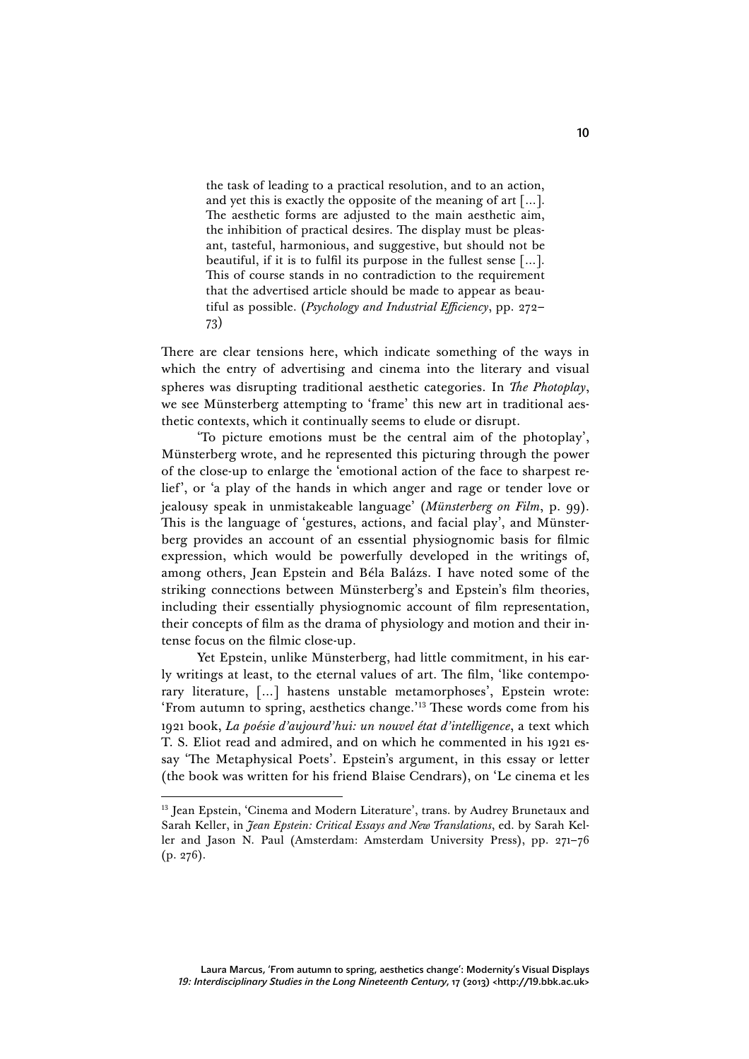> the task of leading to a practical resolution, and to an action, and yet this is exactly the opposite of the meaning of art […]. The aesthetic forms are adjusted to the main aesthetic aim, the inhibition of practical desires. The display must be pleasant, tasteful, harmonious, and suggestive, but should not be beautiful, if it is to fulfil its purpose in the fullest sense […]. This of course stands in no contradiction to the requirement that the advertised article should be made to appear as beautiful as possible. (*Psychology and Industrial Efficiency*, pp. 272–73)

There are clear tensions here, which indicate something of the ways in which the entry of advertising and cinema into the literary and visual spheres was disrupting traditional aesthetic categories. In *The Photoplay*, we see Münsterberg attempting to 'frame' this new art in traditional aesthetic contexts, which it continually seems to elude or disrupt.

'To picture emotions must be the central aim of the photoplay', Münsterberg wrote, and he represented this picturing through the power of the close-up to enlarge the 'emotional action of the face to sharpest relief', or 'a play of the hands in which anger and rage or tender love or jealousy speak in unmistakeable language' (*Münsterberg on Film*, p. 99). This is the language of 'gestures, actions, and facial play', and Münsterberg provides an account of an essential physiognomic basis for filmic expression, which would be powerfully developed in the writings of, among others, Jean Epstein and Béla Balázs. I have noted some of the striking connections between Münsterberg's and Epstein's film theories, including their essentially physiognomic account of film representation, their concepts of film as the drama of physiology and motion and their intense focus on the filmic close-up.

Yet Epstein, unlike Münsterberg, had little commitment, in his early writings at least, to the eternal values of art. The film, 'like contemporary literature, […] hastens unstable metamorphoses', Epstein wrote: 'From autumn to spring, aesthetics change.'[13] These words come from his 1921 book, *La poésie d'aujourd'hui: un nouvel état d'intelligence*, a text which T. S. Eliot read and admired, and on which he commented in his 1921 essay 'The Metaphysical Poets'. Epstein's argument, in this essay or letter (the book was written for his friend Blaise Cendrars), on 'Le cinema et les

[13] Jean Epstein, 'Cinema and Modern Literature', trans. by Audrey Brunetaux and Sarah Keller, in *Jean Epstein: Critical Essays and New Translations*, ed. by Sarah Keller and Jason N. Paul (Amsterdam: Amsterdam University Press), pp. 271–76 (p. 276).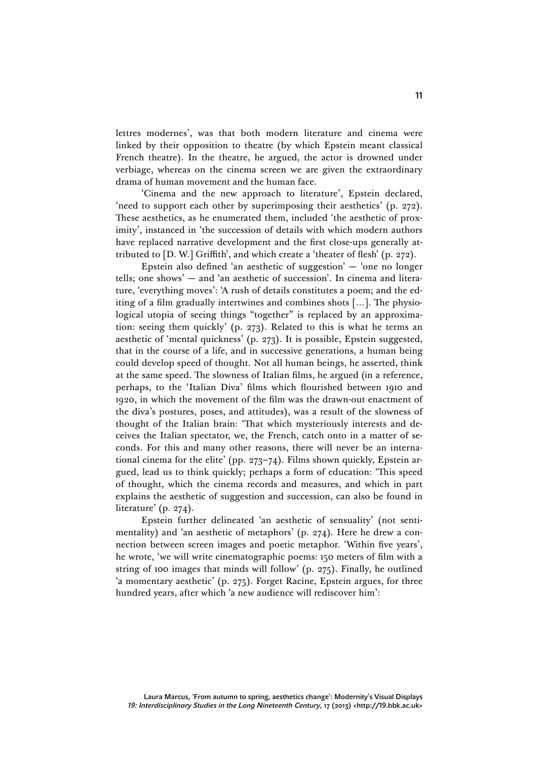lettres modernes', was that both modern literature and cinema were linked by their opposition to theatre (by which Epstein meant classical French theatre). In the theatre, he argued, the actor is drowned under verbiage, whereas on the cinema screen we are given the extraordinary drama of human movement and the human face.

'Cinema and the new approach to literature', Epstein declared, 'need to support each other by superimposing their aesthetics' (p. 272). These aesthetics, as he enumerated them, included 'the aesthetic of proximity', instanced in 'the succession of details with which modern authors have replaced narrative development and the first close-ups generally attributed to [D. W.] Griffith', and which create a 'theater of flesh' (p. 272).

Epstein also defined 'an aesthetic of suggestion' — 'one no longer tells; one shows' — and 'an aesthetic of succession'. In cinema and literature, 'everything moves': 'A rush of details constitutes a poem; and the editing of a film gradually intertwines and combines shots [...]. The physiological utopia of seeing things "together" is replaced by an approximation: seeing them quickly' (p. 273). Related to this is what he terms an aesthetic of 'mental quickness' (p. 273). It is possible, Epstein suggested, that in the course of a life, and in successive generations, a human being could develop speed of thought. Not all human beings, he asserted, think at the same speed. The slowness of Italian films, he argued (in a reference, perhaps, to the 'Italian Diva' films which flourished between 1910 and 1920, in which the movement of the film was the drawn-out enactment of the diva's postures, poses, and attitudes), was a result of the slowness of thought of the Italian brain: 'That which mysteriously interests and deceives the Italian spectator, we, the French, catch onto in a matter of seconds. For this and many other reasons, there will never be an international cinema for the elite' (pp. 273–74). Films shown quickly, Epstein argued, lead us to think quickly; perhaps a form of education: 'This speed of thought, which the cinema records and measures, and which in part explains the aesthetic of suggestion and succession, can also be found in literature' (p. 274).

Epstein further delineated 'an aesthetic of sensuality' (not sentimentality) and 'an aesthetic of metaphors' (p. 274). Here he drew a connection between screen images and poetic metaphor. 'Within five years', he wrote, 'we will write cinematographic poems: 150 meters of film with a string of 100 images that minds will follow' (p. 275). Finally, he outlined 'a momentary aesthetic' (p. 275). Forget Racine, Epstein argues, for three hundred years, after which 'a new audience will rediscover him':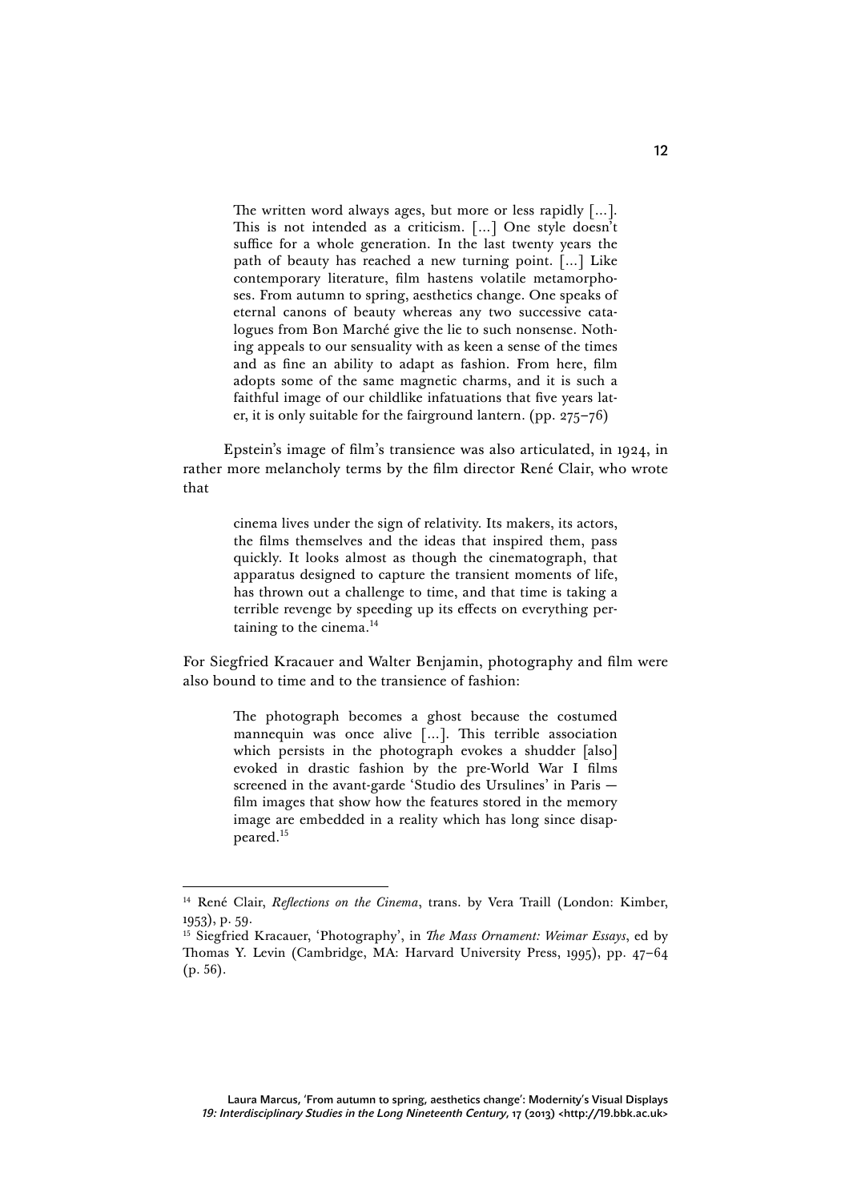> The written word always ages, but more or less rapidly [...]. This is not intended as a criticism. [...] One style doesn't suffice for a whole generation. In the last twenty years the path of beauty has reached a new turning point. [...] Like contemporary literature, film hastens volatile metamorphoses. From autumn to spring, aesthetics change. One speaks of eternal canons of beauty whereas any two successive catalogues from Bon Marché give the lie to such nonsense. Nothing appeals to our sensuality with as keen a sense of the times and as fine an ability to adapt as fashion. From here, film adopts some of the same magnetic charms, and it is such a faithful image of our childlike infatuations that five years later, it is only suitable for the fairground lantern. (pp. 275–76)

Epstein's image of film's transience was also articulated, in 1924, in rather more melancholy terms by the film director René Clair, who wrote that

> cinema lives under the sign of relativity. Its makers, its actors, the films themselves and the ideas that inspired them, pass quickly. It looks almost as though the cinematograph, that apparatus designed to capture the transient moments of life, has thrown out a challenge to time, and that time is taking a terrible revenge by speeding up its effects on everything pertaining to the cinema.[14]

For Siegfried Kracauer and Walter Benjamin, photography and film were also bound to time and to the transience of fashion:

> The photograph becomes a ghost because the costumed mannequin was once alive [...]. This terrible association which persists in the photograph evokes a shudder [also] evoked in drastic fashion by the pre-World War I films screened in the avant-garde 'Studio des Ursulines' in Paris — film images that show how the features stored in the memory image are embedded in a reality which has long since disappeared.[15]

---

[14] René Clair, *Reflections on the Cinema*, trans. by Vera Traill (London: Kimber, 1953), p. 59.

[15] Siegfried Kracauer, 'Photography', in *The Mass Ornament: Weimar Essays*, ed by Thomas Y. Levin (Cambridge, MA: Harvard University Press, 1995), pp. 47–64 (p. 56).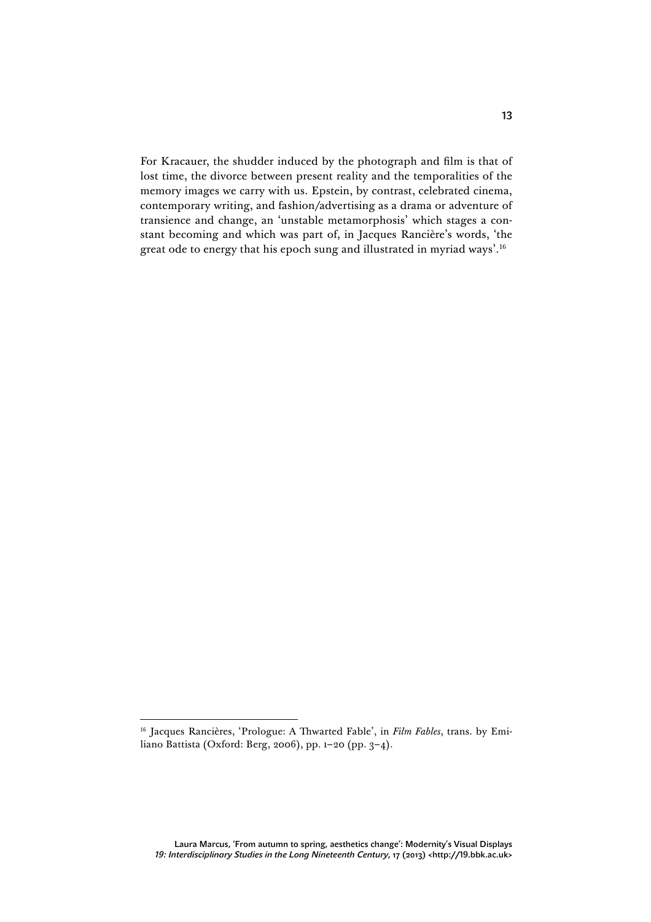For Kracauer, the shudder induced by the photograph and film is that of lost time, the divorce between present reality and the temporalities of the memory images we carry with us. Epstein, by contrast, celebrated cinema, contemporary writing, and fashion/advertising as a drama or adventure of transience and change, an 'unstable metamorphosis' which stages a constant becoming and which was part of, in Jacques Rancière's words, 'the great ode to energy that his epoch sung and illustrated in myriad ways'.[16]

---

[16] Jacques Rancières, 'Prologue: A Thwarted Fable', in *Film Fables*, trans. by Emiliano Battista (Oxford: Berg, 2006), pp. 1–20 (pp. 3–4).